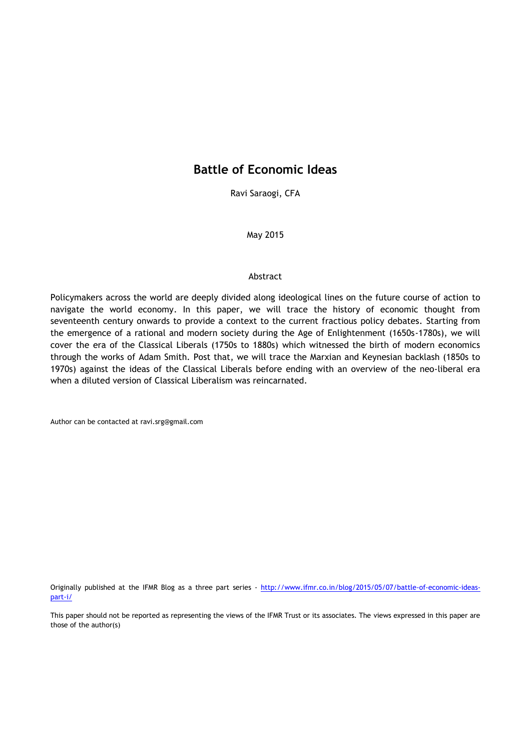# Battle of Economic Ideas

Ravi Saraogi, CFA

May 2015

Abstract

Policymakers across the world are deeply divided along ideological lines on the future course of action to navigate the world economy. In this paper, we will trace the history of economic thought from seventeenth century onwards to provide a context to the current fractious policy debates. Starting from the emergence of a rational and modern society during the Age of Enlightenment (1650s-1780s), we will cover the era of the Classical Liberals (1750s to 1880s) which witnessed the birth of modern economics through the works of Adam Smith. Post that, we will trace the Marxian and Keynesian backlash (1850s to 1970s) against the ideas of the Classical Liberals before ending with an overview of the neo-liberal era when a diluted version of Classical Liberalism was reincarnated.

Author can be contacted at ravi.srg@gmail.com

Originally published at the IFMR Blog as a three part series - [http://www.ifmr.co.in/blog/2015/05/07/battle-of-economic-ideas-part-i/](http://www.ifmr.co.in/blog/2015/05/07/battle-of-economic-ideas-part-i/)

This paper should not be reported as representing the views of the IFMR Trust or its associates. The views expressed in this paper are those of the author(s)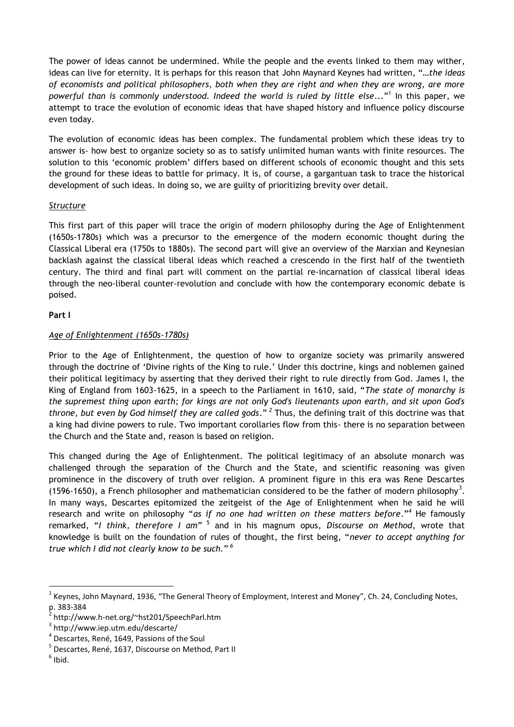The power of ideas cannot be undermined. While the people and the events linked to them may wither, ideas can live for eternity. It is perhaps for this reason that John Maynard Keynes had written, "*…the ideas of economists and political philosophers, both when they are right and when they are wrong, are more powerful than is commonly understood. Indeed the world is ruled by little else*..."[1] In this paper, we attempt to trace the evolution of economic ideas that have shaped history and influence policy discourse even today.

The evolution of economic ideas has been complex. The fundamental problem which these ideas try to answer is- how best to organize society so as to satisfy unlimited human wants with finite resources. The solution to this 'economic problem' differs based on different schools of economic thought and this sets the ground for these ideas to battle for primacy. It is, of course, a gargantuan task to trace the historical development of such ideas. In doing so, we are guilty of prioritizing brevity over detail.

*Structure*

This first part of this paper will trace the origin of modern philosophy during the Age of Enlightenment (1650s-1780s) which was a precursor to the emergence of the modern economic thought during the Classical Liberal era (1750s to 1880s). The second part will give an overview of the Marxian and Keynesian backlash against the classical liberal ideas which reached a crescendo in the first half of the twentieth century. The third and final part will comment on the partial re-incarnation of classical liberal ideas through the neo-liberal counter-revolution and conclude with how the contemporary economic debate is poised.

**Part I**

*Age of Enlightenment (1650s-1780s)*

Prior to the Age of Enlightenment, the question of how to organize society was primarily answered through the doctrine of 'Divine rights of the King to rule.' Under this doctrine, kings and noblemen gained their political legitimacy by asserting that they derived their right to rule directly from God. James I, the King of England from 1603-1625, in a speech to the Parliament in 1610, said, "*The state of monarchy is the supremest thing upon earth; for kings are not only God's lieutenants upon earth, and sit upon God's throne, but even by God himself they are called gods.*" [2] Thus, the defining trait of this doctrine was that a king had divine powers to rule. Two important corollaries flow from this- there is no separation between the Church and the State and, reason is based on religion.

This changed during the Age of Enlightenment. The political legitimacy of an absolute monarch was challenged through the separation of the Church and the State, and scientific reasoning was given prominence in the discovery of truth over religion. A prominent figure in this era was Rene Descartes (1596-1650), a French philosopher and mathematician considered to be the father of modern philosophy[3]. In many ways, Descartes epitomized the zeitgeist of the Age of Enlightenment when he said he will research and write on philosophy "*as if no one had written on these matters before.*"[4] He famously remarked, "*I think, therefore I am*" [5] and in his magnum opus, *Discourse on Method*, wrote that knowledge is built on the foundation of rules of thought, the first being, "*never to accept anything for true which I did not clearly know to be such.*" [6]

---

[1] Keynes, John Maynard, 1936, "The General Theory of Employment, Interest and Money", Ch. 24, Concluding Notes, p. 383-384

[2] http://www.h-net.org/~hst201/SpeechParl.htm

[3] http://www.iep.utm.edu/descarte/

[4] Descartes, René, 1649, Passions of the Soul

[5] Descartes, René, 1637, Discourse on Method, Part II

[6] Ibid.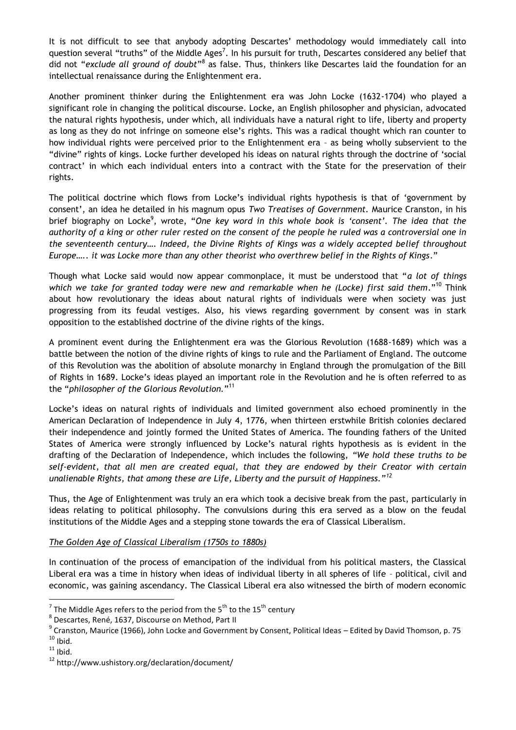It is not difficult to see that anybody adopting Descartes' methodology would immediately call into question several "truths" of the Middle Ages[7]. In his pursuit for truth, Descartes considered any belief that did not "*exclude all ground of doubt*"[8] as false. Thus, thinkers like Descartes laid the foundation for an intellectual renaissance during the Enlightenment era.

Another prominent thinker during the Enlightenment era was John Locke (1632-1704) who played a significant role in changing the political discourse. Locke, an English philosopher and physician, advocated the natural rights hypothesis, under which, all individuals have a natural right to life, liberty and property as long as they do not infringe on someone else's rights. This was a radical thought which ran counter to how individual rights were perceived prior to the Enlightenment era – as being wholly subservient to the "divine" rights of kings. Locke further developed his ideas on natural rights through the doctrine of 'social contract' in which each individual enters into a contract with the State for the preservation of their rights.

The political doctrine which flows from Locke's individual rights hypothesis is that of 'government by consent', an idea he detailed in his magnum opus *Two Treatises of Government*. Maurice Cranston, in his brief biography on Locke[9], wrote, "*One key word in this whole book is 'consent'. The idea that the authority of a king or other ruler rested on the consent of the people he ruled was a controversial one in the seventeenth century…. Indeed, the Divine Rights of Kings was a widely accepted belief throughout Europe….. it was Locke more than any other theorist who overthrew belief in the Rights of Kings*."

Though what Locke said would now appear commonplace, it must be understood that "*a lot of things which we take for granted today were new and remarkable when he (Locke) first said them*."[10] Think about how revolutionary the ideas about natural rights of individuals were when society was just progressing from its feudal vestiges. Also, his views regarding government by consent was in stark opposition to the established doctrine of the divine rights of the kings.

A prominent event during the Enlightenment era was the Glorious Revolution (1688-1689) which was a battle between the notion of the divine rights of kings to rule and the Parliament of England. The outcome of this Revolution was the abolition of absolute monarchy in England through the promulgation of the Bill of Rights in 1689. Locke's ideas played an important role in the Revolution and he is often referred to as the "*philosopher of the Glorious Revolution.*"[11]

Locke's ideas on natural rights of individuals and limited government also echoed prominently in the American Declaration of Independence in July 4, 1776, when thirteen erstwhile British colonies declared their independence and jointly formed the United States of America. The founding fathers of the United States of America were strongly influenced by Locke's natural rights hypothesis as is evident in the drafting of the Declaration of Independence, which includes the following, *"We hold these truths to be self-evident, that all men are created equal, that they are endowed by their Creator with certain unalienable Rights, that among these are Life, Liberty and the pursuit of Happiness."*[12]

Thus, the Age of Enlightenment was truly an era which took a decisive break from the past, particularly in ideas relating to political philosophy. The convulsions during this era served as a blow on the feudal institutions of the Middle Ages and a stepping stone towards the era of Classical Liberalism.

### *The Golden Age of Classical Liberalism (1750s to 1880s)*

In continuation of the process of emancipation of the individual from his political masters, the Classical Liberal era was a time in history when ideas of individual liberty in all spheres of life – political, civil and economic, was gaining ascendancy. The Classical Liberal era also witnessed the birth of modern economic

---

[7] The Middle Ages refers to the period from the 5th to the 15th century

[8] Descartes, René, 1637, Discourse on Method, Part II

[9] Cranston, Maurice (1966), John Locke and Government by Consent, Political Ideas – Edited by David Thomson, p. 75

[10] Ibid.

[11] Ibid.

[12] http://www.ushistory.org/declaration/document/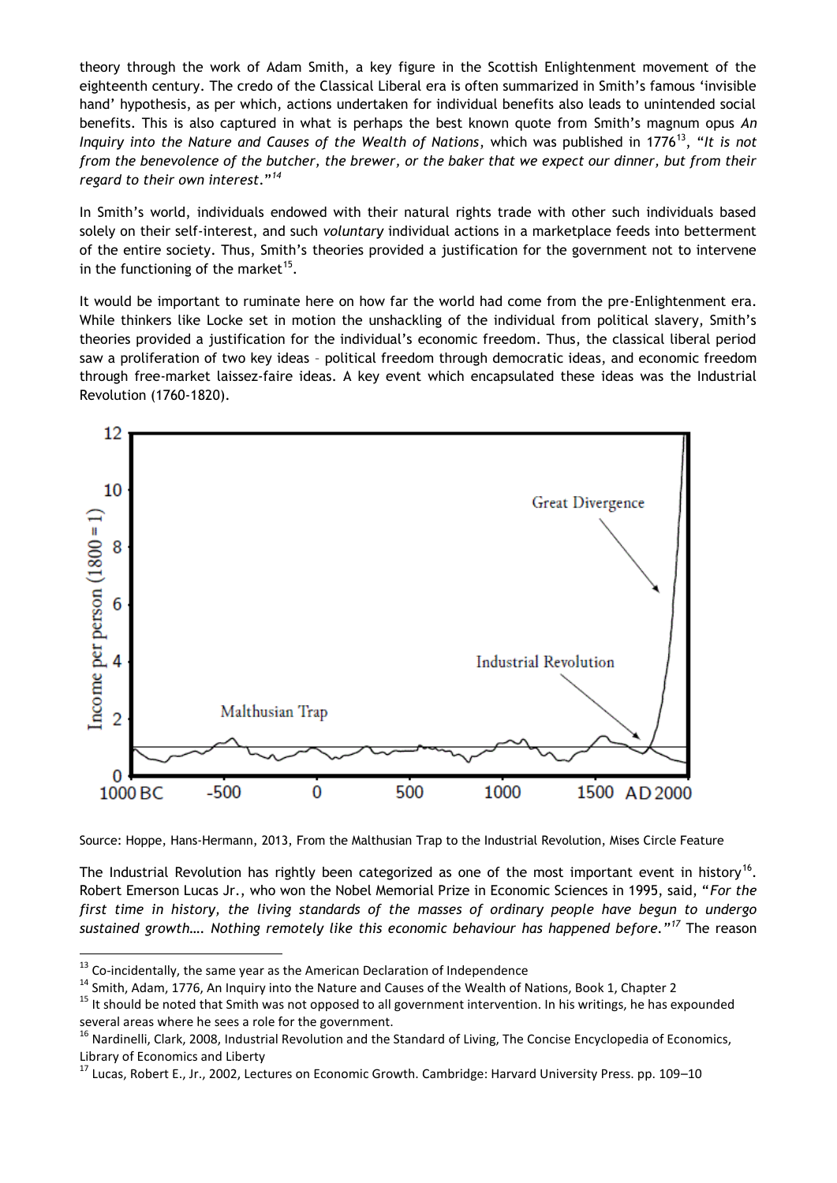theory through the work of Adam Smith, a key figure in the Scottish Enlightenment movement of the eighteenth century. The credo of the Classical Liberal era is often summarized in Smith's famous 'invisible hand' hypothesis, as per which, actions undertaken for individual benefits also leads to unintended social benefits. This is also captured in what is perhaps the best known quote from Smith's magnum opus *An Inquiry into the Nature and Causes of the Wealth of Nations*, which was published in 1776[13], "*It is not from the benevolence of the butcher, the brewer, or the baker that we expect our dinner, but from their regard to their own interest.*"[14]

In Smith's world, individuals endowed with their natural rights trade with other such individuals based solely on their self-interest, and such *voluntary* individual actions in a marketplace feeds into betterment of the entire society. Thus, Smith's theories provided a justification for the government not to intervene in the functioning of the market[15].

It would be important to ruminate here on how far the world had come from the pre-Enlightenment era. While thinkers like Locke set in motion the unshackling of the individual from political slavery, Smith's theories provided a justification for the individual's economic freedom. Thus, the classical liberal period saw a proliferation of two key ideas – political freedom through democratic ideas, and economic freedom through free-market laissez-faire ideas. A key event which encapsulated these ideas was the Industrial Revolution (1760-1820).

Source: Hoppe, Hans-Hermann, 2013, From the Malthusian Trap to the Industrial Revolution, Mises Circle Feature

The Industrial Revolution has rightly been categorized as one of the most important event in history[16]. Robert Emerson Lucas Jr., who won the Nobel Memorial Prize in Economic Sciences in 1995, said, "*For the first time in history, the living standards of the masses of ordinary people have begun to undergo sustained growth…. Nothing remotely like this economic behaviour has happened before.*"[17] The reason

---

[13] Co-incidentally, the same year as the American Declaration of Independence

[14] Smith, Adam, 1776, An Inquiry into the Nature and Causes of the Wealth of Nations, Book 1, Chapter 2

[15] It should be noted that Smith was not opposed to all government intervention. In his writings, he has expounded several areas where he sees a role for the government.

[16] Nardinelli, Clark, 2008, Industrial Revolution and the Standard of Living, The Concise Encyclopedia of Economics, Library of Economics and Liberty

[17] Lucas, Robert E., Jr., 2002, Lectures on Economic Growth. Cambridge: Harvard University Press. pp. 109–10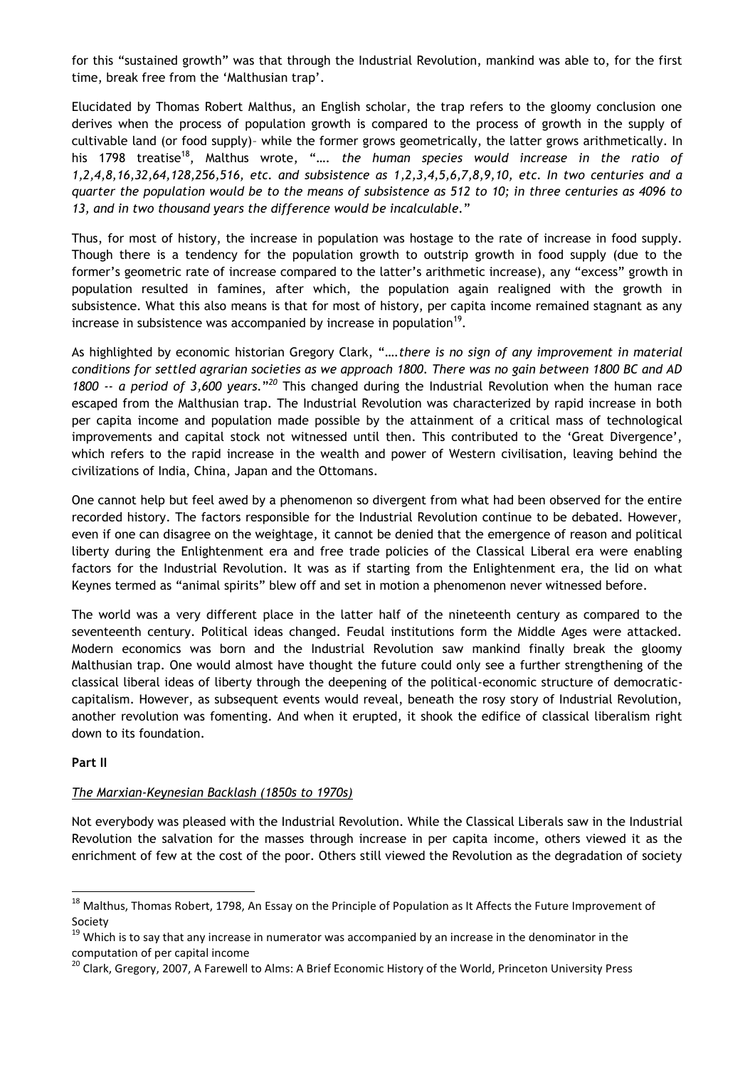for this "sustained growth" was that through the Industrial Revolution, mankind was able to, for the first time, break free from the 'Malthusian trap'.

Elucidated by Thomas Robert Malthus, an English scholar, the trap refers to the gloomy conclusion one derives when the process of population growth is compared to the process of growth in the supply of cultivable land (or food supply)– while the former grows geometrically, the latter grows arithmetically. In his 1798 treatise[18], Malthus wrote, "…. *the human species would increase in the ratio of 1,2,4,8,16,32,64,128,256,516, etc. and subsistence as 1,2,3,4,5,6,7,8,9,10, etc. In two centuries and a quarter the population would be to the means of subsistence as 512 to 10; in three centuries as 4096 to 13, and in two thousand years the difference would be incalculable*."

Thus, for most of history, the increase in population was hostage to the rate of increase in food supply. Though there is a tendency for the population growth to outstrip growth in food supply (due to the former's geometric rate of increase compared to the latter's arithmetic increase), any "excess" growth in population resulted in famines, after which, the population again realigned with the growth in subsistence. What this also means is that for most of history, per capita income remained stagnant as any increase in subsistence was accompanied by increase in population[19].

As highlighted by economic historian Gregory Clark, "….*there is no sign of any improvement in material conditions for settled agrarian societies as we approach 1800. There was no gain between 1800 BC and AD 1800 -- a period of 3,600 years.*"[20] This changed during the Industrial Revolution when the human race escaped from the Malthusian trap. The Industrial Revolution was characterized by rapid increase in both per capita income and population made possible by the attainment of a critical mass of technological improvements and capital stock not witnessed until then. This contributed to the 'Great Divergence', which refers to the rapid increase in the wealth and power of Western civilisation, leaving behind the civilizations of India, China, Japan and the Ottomans.

One cannot help but feel awed by a phenomenon so divergent from what had been observed for the entire recorded history. The factors responsible for the Industrial Revolution continue to be debated. However, even if one can disagree on the weightage, it cannot be denied that the emergence of reason and political liberty during the Enlightenment era and free trade policies of the Classical Liberal era were enabling factors for the Industrial Revolution. It was as if starting from the Enlightenment era, the lid on what Keynes termed as "animal spirits" blew off and set in motion a phenomenon never witnessed before.

The world was a very different place in the latter half of the nineteenth century as compared to the seventeenth century. Political ideas changed. Feudal institutions form the Middle Ages were attacked. Modern economics was born and the Industrial Revolution saw mankind finally break the gloomy Malthusian trap. One would almost have thought the future could only see a further strengthening of the classical liberal ideas of liberty through the deepening of the political-economic structure of democratic-capitalism. However, as subsequent events would reveal, beneath the rosy story of Industrial Revolution, another revolution was fomenting. And when it erupted, it shook the edifice of classical liberalism right down to its foundation.

**Part II**

*The Marxian-Keynesian Backlash (1850s to 1970s)*

Not everybody was pleased with the Industrial Revolution. While the Classical Liberals saw in the Industrial Revolution the salvation for the masses through increase in per capita income, others viewed it as the enrichment of few at the cost of the poor. Others still viewed the Revolution as the degradation of society

---

[18] Malthus, Thomas Robert, 1798, An Essay on the Principle of Population as It Affects the Future Improvement of Society

[19] Which is to say that any increase in numerator was accompanied by an increase in the denominator in the computation of per capital income

[20] Clark, Gregory, 2007, A Farewell to Alms: A Brief Economic History of the World, Princeton University Press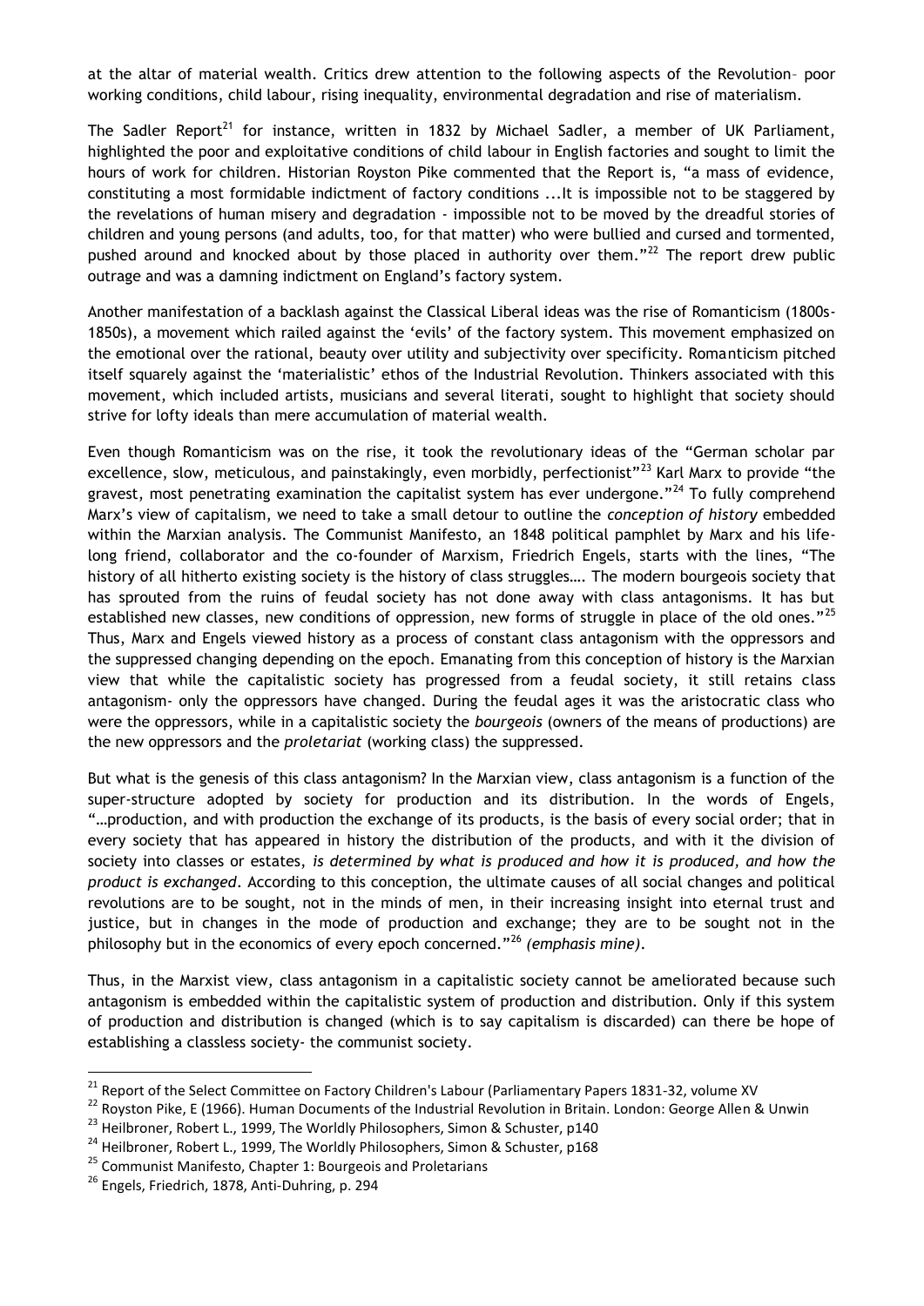at the altar of material wealth. Critics drew attention to the following aspects of the Revolution– poor working conditions, child labour, rising inequality, environmental degradation and rise of materialism.

The Sadler Report[21] for instance, written in 1832 by Michael Sadler, a member of UK Parliament, highlighted the poor and exploitative conditions of child labour in English factories and sought to limit the hours of work for children. Historian Royston Pike commented that the Report is, "a mass of evidence, constituting a most formidable indictment of factory conditions ...It is impossible not to be staggered by the revelations of human misery and degradation - impossible not to be moved by the dreadful stories of children and young persons (and adults, too, for that matter) who were bullied and cursed and tormented, pushed around and knocked about by those placed in authority over them."[22] The report drew public outrage and was a damning indictment on England's factory system.

Another manifestation of a backlash against the Classical Liberal ideas was the rise of Romanticism (1800s-1850s), a movement which railed against the 'evils' of the factory system. This movement emphasized on the emotional over the rational, beauty over utility and subjectivity over specificity. Romanticism pitched itself squarely against the 'materialistic' ethos of the Industrial Revolution. Thinkers associated with this movement, which included artists, musicians and several literati, sought to highlight that society should strive for lofty ideals than mere accumulation of material wealth.

Even though Romanticism was on the rise, it took the revolutionary ideas of the "German scholar par excellence, slow, meticulous, and painstakingly, even morbidly, perfectionist"[23] Karl Marx to provide "the gravest, most penetrating examination the capitalist system has ever undergone."[24] To fully comprehend Marx's view of capitalism, we need to take a small detour to outline the *conception of history* embedded within the Marxian analysis. The Communist Manifesto, an 1848 political pamphlet by Marx and his life-long friend, collaborator and the co-founder of Marxism, Friedrich Engels, starts with the lines, "The history of all hitherto existing society is the history of class struggles…. The modern bourgeois society that has sprouted from the ruins of feudal society has not done away with class antagonisms. It has but established new classes, new conditions of oppression, new forms of struggle in place of the old ones."[25] Thus, Marx and Engels viewed history as a process of constant class antagonism with the oppressors and the suppressed changing depending on the epoch. Emanating from this conception of history is the Marxian view that while the capitalistic society has progressed from a feudal society, it still retains class antagonism- only the oppressors have changed. During the feudal ages it was the aristocratic class who were the oppressors, while in a capitalistic society the *bourgeois* (owners of the means of productions) are the new oppressors and the *proletariat* (working class) the suppressed.

But what is the genesis of this class antagonism? In the Marxian view, class antagonism is a function of the super-structure adopted by society for production and its distribution. In the words of Engels, "…production, and with production the exchange of its products, is the basis of every social order; that in every society that has appeared in history the distribution of the products, and with it the division of society into classes or estates, *is determined by what is produced and how it is produced, and how the product is exchanged*. According to this conception, the ultimate causes of all social changes and political revolutions are to be sought, not in the minds of men, in their increasing insight into eternal trust and justice, but in changes in the mode of production and exchange; they are to be sought not in the philosophy but in the economics of every epoch concerned."[26] *(emphasis mine)*.

Thus, in the Marxist view, class antagonism in a capitalistic society cannot be ameliorated because such antagonism is embedded within the capitalistic system of production and distribution. Only if this system of production and distribution is changed (which is to say capitalism is discarded) can there be hope of establishing a classless society- the communist society.

---

[21] Report of the Select Committee on Factory Children's Labour (Parliamentary Papers 1831-32, volume XV

[22] Royston Pike, E (1966). Human Documents of the Industrial Revolution in Britain. London: George Allen & Unwin

[23] Heilbroner, Robert L., 1999, The Worldly Philosophers, Simon & Schuster, p140

[24] Heilbroner, Robert L., 1999, The Worldly Philosophers, Simon & Schuster, p168

[25] Communist Manifesto, Chapter 1: Bourgeois and Proletarians

[26] Engels, Friedrich, 1878, Anti-Duhring, p. 294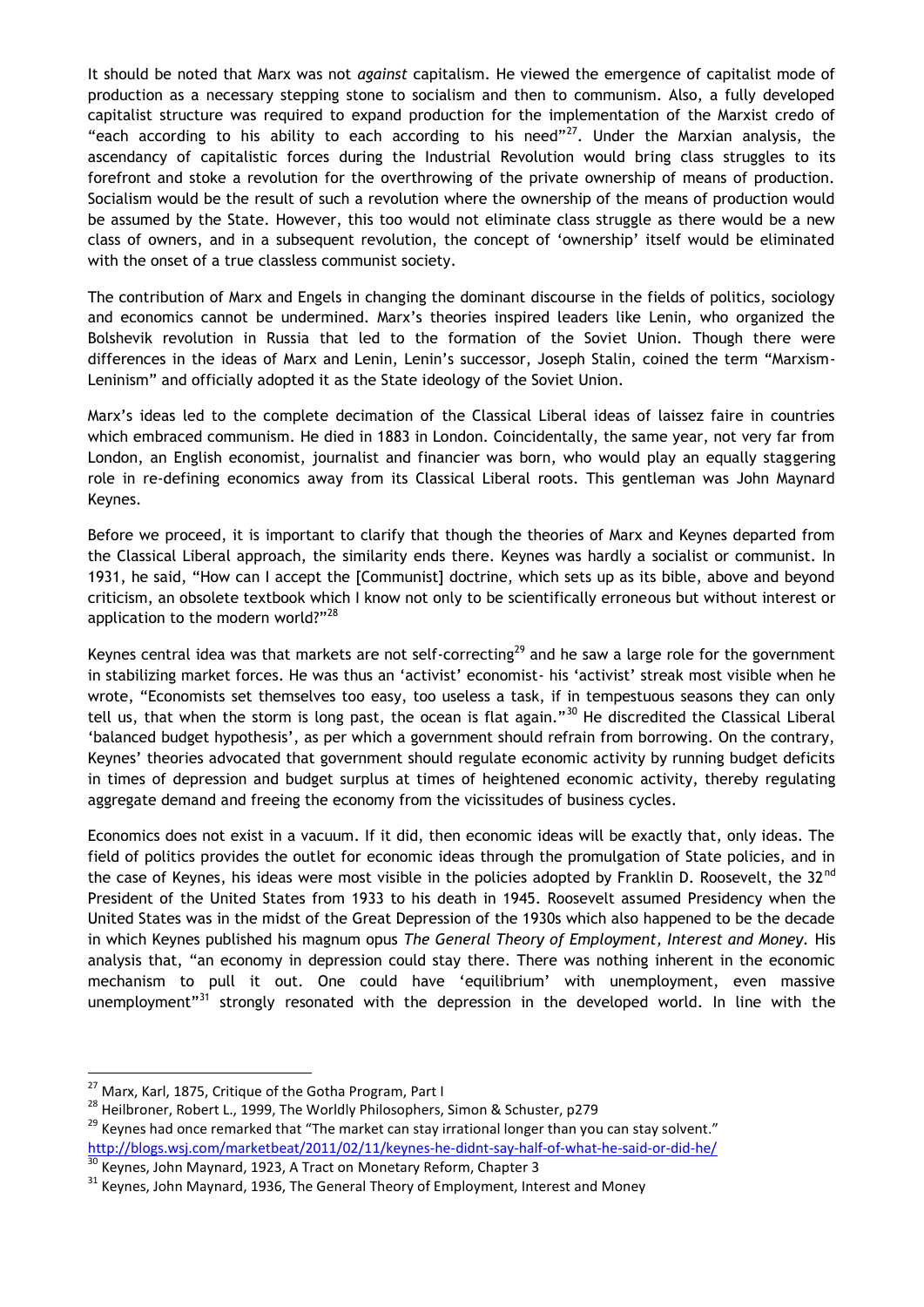It should be noted that Marx was not *against* capitalism. He viewed the emergence of capitalist mode of production as a necessary stepping stone to socialism and then to communism. Also, a fully developed capitalist structure was required to expand production for the implementation of the Marxist credo of "each according to his ability to each according to his need"[27]. Under the Marxian analysis, the ascendancy of capitalistic forces during the Industrial Revolution would bring class struggles to its forefront and stoke a revolution for the overthrowing of the private ownership of means of production. Socialism would be the result of such a revolution where the ownership of the means of production would be assumed by the State. However, this too would not eliminate class struggle as there would be a new class of owners, and in a subsequent revolution, the concept of 'ownership' itself would be eliminated with the onset of a true classless communist society.

The contribution of Marx and Engels in changing the dominant discourse in the fields of politics, sociology and economics cannot be undermined. Marx's theories inspired leaders like Lenin, who organized the Bolshevik revolution in Russia that led to the formation of the Soviet Union. Though there were differences in the ideas of Marx and Lenin, Lenin's successor, Joseph Stalin, coined the term "Marxism-Leninism" and officially adopted it as the State ideology of the Soviet Union.

Marx's ideas led to the complete decimation of the Classical Liberal ideas of laissez faire in countries which embraced communism. He died in 1883 in London. Coincidentally, the same year, not very far from London, an English economist, journalist and financier was born, who would play an equally staggering role in re-defining economics away from its Classical Liberal roots. This gentleman was John Maynard Keynes.

Before we proceed, it is important to clarify that though the theories of Marx and Keynes departed from the Classical Liberal approach, the similarity ends there. Keynes was hardly a socialist or communist. In 1931, he said, "How can I accept the [Communist] doctrine, which sets up as its bible, above and beyond criticism, an obsolete textbook which I know not only to be scientifically erroneous but without interest or application to the modern world?"[28]

Keynes central idea was that markets are not self-correcting[29] and he saw a large role for the government in stabilizing market forces. He was thus an 'activist' economist- his 'activist' streak most visible when he wrote, "Economists set themselves too easy, too useless a task, if in tempestuous seasons they can only tell us, that when the storm is long past, the ocean is flat again."[30] He discredited the Classical Liberal 'balanced budget hypothesis', as per which a government should refrain from borrowing. On the contrary, Keynes' theories advocated that government should regulate economic activity by running budget deficits in times of depression and budget surplus at times of heightened economic activity, thereby regulating aggregate demand and freeing the economy from the vicissitudes of business cycles.

Economics does not exist in a vacuum. If it did, then economic ideas will be exactly that, only ideas. The field of politics provides the outlet for economic ideas through the promulgation of State policies, and in the case of Keynes, his ideas were most visible in the policies adopted by Franklin D. Roosevelt, the 32nd President of the United States from 1933 to his death in 1945. Roosevelt assumed Presidency when the United States was in the midst of the Great Depression of the 1930s which also happened to be the decade in which Keynes published his magnum opus *The General Theory of Employment, Interest and Money*. His analysis that, "an economy in depression could stay there. There was nothing inherent in the economic mechanism to pull it out. One could have 'equilibrium' with unemployment, even massive unemployment"[31] strongly resonated with the depression in the developed world. In line with the

---

[27] Marx, Karl, 1875, Critique of the Gotha Program, Part I

[28] Heilbroner, Robert L., 1999, The Worldly Philosophers, Simon & Schuster, p279

[29] Keynes had once remarked that "The market can stay irrational longer than you can stay solvent." http://blogs.wsj.com/marketbeat/2011/02/11/keynes-he-didnt-say-half-of-what-he-said-or-did-he/

[30] Keynes, John Maynard, 1923, A Tract on Monetary Reform, Chapter 3

[31] Keynes, John Maynard, 1936, The General Theory of Employment, Interest and Money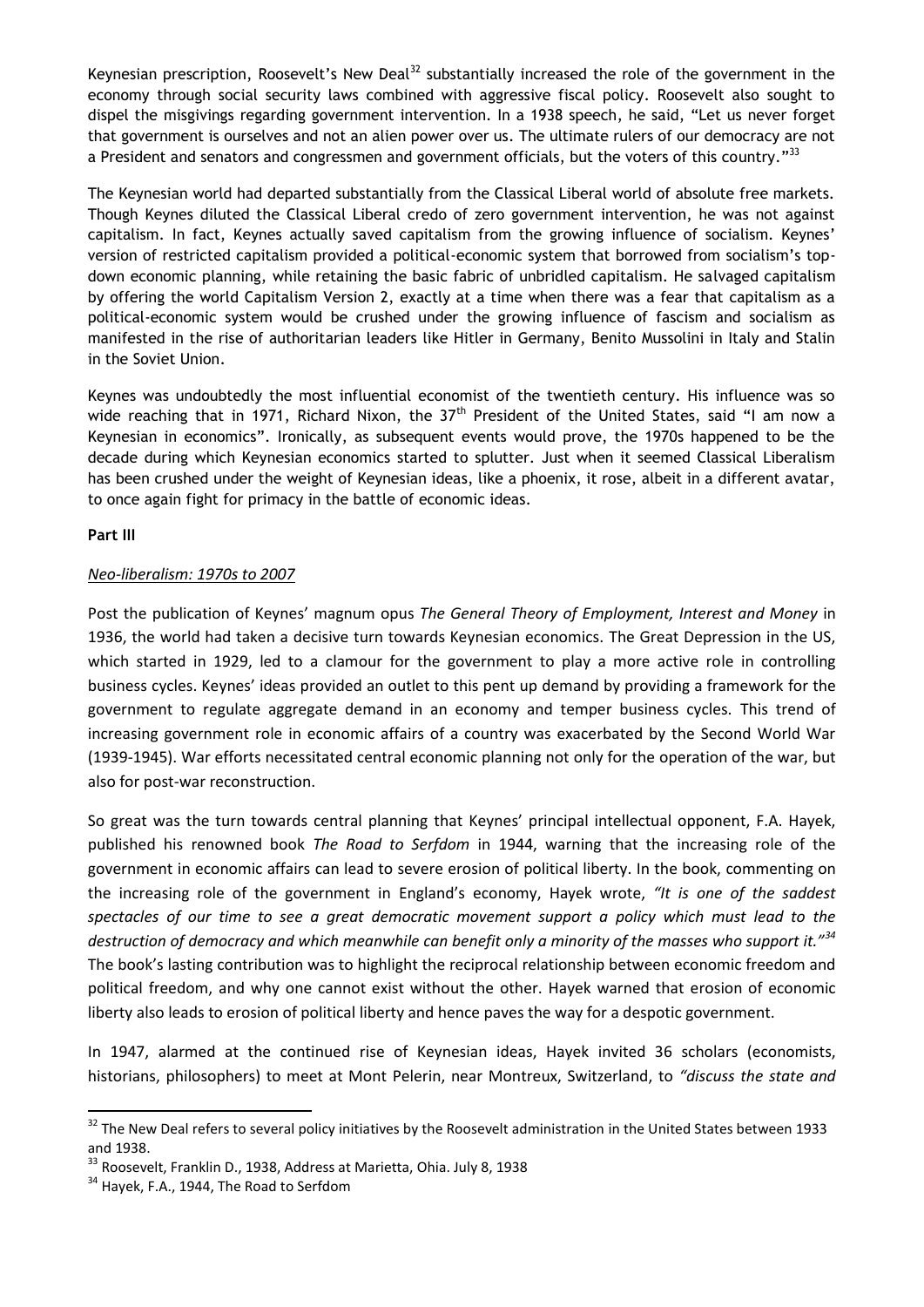Keynesian prescription, Roosevelt's New Deal[32] substantially increased the role of the government in the economy through social security laws combined with aggressive fiscal policy. Roosevelt also sought to dispel the misgivings regarding government intervention. In a 1938 speech, he said, "Let us never forget that government is ourselves and not an alien power over us. The ultimate rulers of our democracy are not a President and senators and congressmen and government officials, but the voters of this country."[33]

The Keynesian world had departed substantially from the Classical Liberal world of absolute free markets. Though Keynes diluted the Classical Liberal credo of zero government intervention, he was not against capitalism. In fact, Keynes actually saved capitalism from the growing influence of socialism. Keynes' version of restricted capitalism provided a political-economic system that borrowed from socialism's top-down economic planning, while retaining the basic fabric of unbridled capitalism. He salvaged capitalism by offering the world Capitalism Version 2, exactly at a time when there was a fear that capitalism as a political-economic system would be crushed under the growing influence of fascism and socialism as manifested in the rise of authoritarian leaders like Hitler in Germany, Benito Mussolini in Italy and Stalin in the Soviet Union.

Keynes was undoubtedly the most influential economist of the twentieth century. His influence was so wide reaching that in 1971, Richard Nixon, the 37th President of the United States, said "I am now a Keynesian in economics". Ironically, as subsequent events would prove, the 1970s happened to be the decade during which Keynesian economics started to splutter. Just when it seemed Classical Liberalism has been crushed under the weight of Keynesian ideas, like a phoenix, it rose, albeit in a different avatar, to once again fight for primacy in the battle of economic ideas.

**Part III**

*Neo-liberalism: 1970s to 2007*

Post the publication of Keynes' magnum opus *The General Theory of Employment, Interest and Money* in 1936, the world had taken a decisive turn towards Keynesian economics. The Great Depression in the US, which started in 1929, led to a clamour for the government to play a more active role in controlling business cycles. Keynes' ideas provided an outlet to this pent up demand by providing a framework for the government to regulate aggregate demand in an economy and temper business cycles. This trend of increasing government role in economic affairs of a country was exacerbated by the Second World War (1939-1945). War efforts necessitated central economic planning not only for the operation of the war, but also for post-war reconstruction.

So great was the turn towards central planning that Keynes' principal intellectual opponent, F.A. Hayek, published his renowned book *The Road to Serfdom* in 1944, warning that the increasing role of the government in economic affairs can lead to severe erosion of political liberty. In the book, commenting on the increasing role of the government in England's economy, Hayek wrote, *"It is one of the saddest spectacles of our time to see a great democratic movement support a policy which must lead to the destruction of democracy and which meanwhile can benefit only a minority of the masses who support it."*[34] The book's lasting contribution was to highlight the reciprocal relationship between economic freedom and political freedom, and why one cannot exist without the other. Hayek warned that erosion of economic liberty also leads to erosion of political liberty and hence paves the way for a despotic government.

In 1947, alarmed at the continued rise of Keynesian ideas, Hayek invited 36 scholars (economists, historians, philosophers) to meet at Mont Pelerin, near Montreux, Switzerland, to *"discuss the state and*

---

[32] The New Deal refers to several policy initiatives by the Roosevelt administration in the United States between 1933 and 1938.

[33] Roosevelt, Franklin D., 1938, Address at Marietta, Ohia. July 8, 1938

[34] Hayek, F.A., 1944, The Road to Serfdom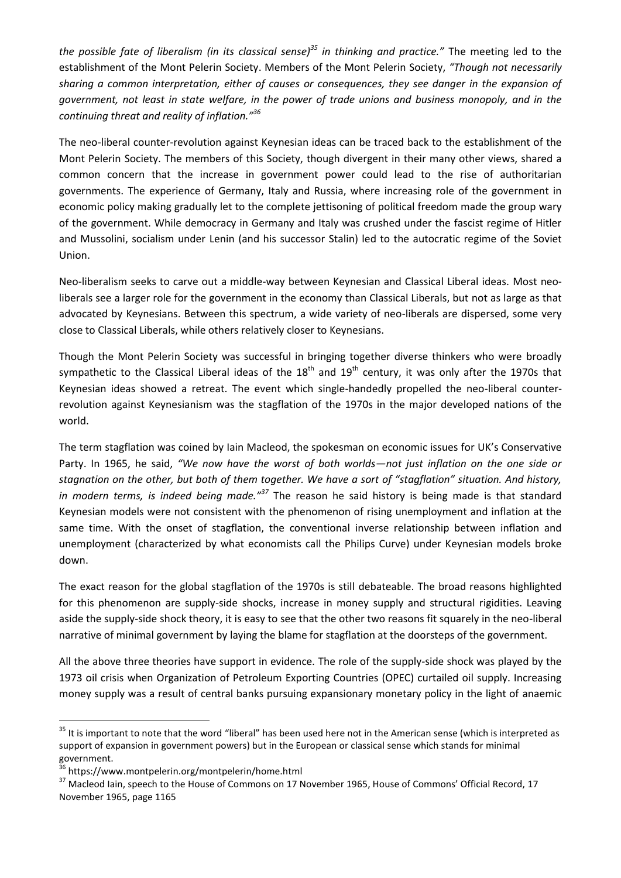*the possible fate of liberalism (in its classical sense)*[35] *in thinking and practice."* The meeting led to the establishment of the Mont Pelerin Society. Members of the Mont Pelerin Society, *"Though not necessarily sharing a common interpretation, either of causes or consequences, they see danger in the expansion of government, not least in state welfare, in the power of trade unions and business monopoly, and in the continuing threat and reality of inflation."*[36]

The neo-liberal counter-revolution against Keynesian ideas can be traced back to the establishment of the Mont Pelerin Society. The members of this Society, though divergent in their many other views, shared a common concern that the increase in government power could lead to the rise of authoritarian governments. The experience of Germany, Italy and Russia, where increasing role of the government in economic policy making gradually let to the complete jettisoning of political freedom made the group wary of the government. While democracy in Germany and Italy was crushed under the fascist regime of Hitler and Mussolini, socialism under Lenin (and his successor Stalin) led to the autocratic regime of the Soviet Union.

Neo-liberalism seeks to carve out a middle-way between Keynesian and Classical Liberal ideas. Most neo-liberals see a larger role for the government in the economy than Classical Liberals, but not as large as that advocated by Keynesians. Between this spectrum, a wide variety of neo-liberals are dispersed, some very close to Classical Liberals, while others relatively closer to Keynesians.

Though the Mont Pelerin Society was successful in bringing together diverse thinkers who were broadly sympathetic to the Classical Liberal ideas of the 18th and 19th century, it was only after the 1970s that Keynesian ideas showed a retreat. The event which single-handedly propelled the neo-liberal counter-revolution against Keynesianism was the stagflation of the 1970s in the major developed nations of the world.

The term stagflation was coined by Iain Macleod, the spokesman on economic issues for UK's Conservative Party. In 1965, he said, *"We now have the worst of both worlds—not just inflation on the one side or stagnation on the other, but both of them together. We have a sort of "stagflation" situation. And history, in modern terms, is indeed being made."*[37] The reason he said history is being made is that standard Keynesian models were not consistent with the phenomenon of rising unemployment and inflation at the same time. With the onset of stagflation, the conventional inverse relationship between inflation and unemployment (characterized by what economists call the Philips Curve) under Keynesian models broke down.

The exact reason for the global stagflation of the 1970s is still debateable. The broad reasons highlighted for this phenomenon are supply-side shocks, increase in money supply and structural rigidities. Leaving aside the supply-side shock theory, it is easy to see that the other two reasons fit squarely in the neo-liberal narrative of minimal government by laying the blame for stagflation at the doorsteps of the government.

All the above three theories have support in evidence. The role of the supply-side shock was played by the 1973 oil crisis when Organization of Petroleum Exporting Countries (OPEC) curtailed oil supply. Increasing money supply was a result of central banks pursuing expansionary monetary policy in the light of anaemic

---

[35] It is important to note that the word "liberal" has been used here not in the American sense (which is interpreted as support of expansion in government powers) but in the European or classical sense which stands for minimal government.

[36] https://www.montpelerin.org/montpelerin/home.html

[37] Macleod Iain, speech to the House of Commons on 17 November 1965, House of Commons' Official Record, 17 November 1965, page 1165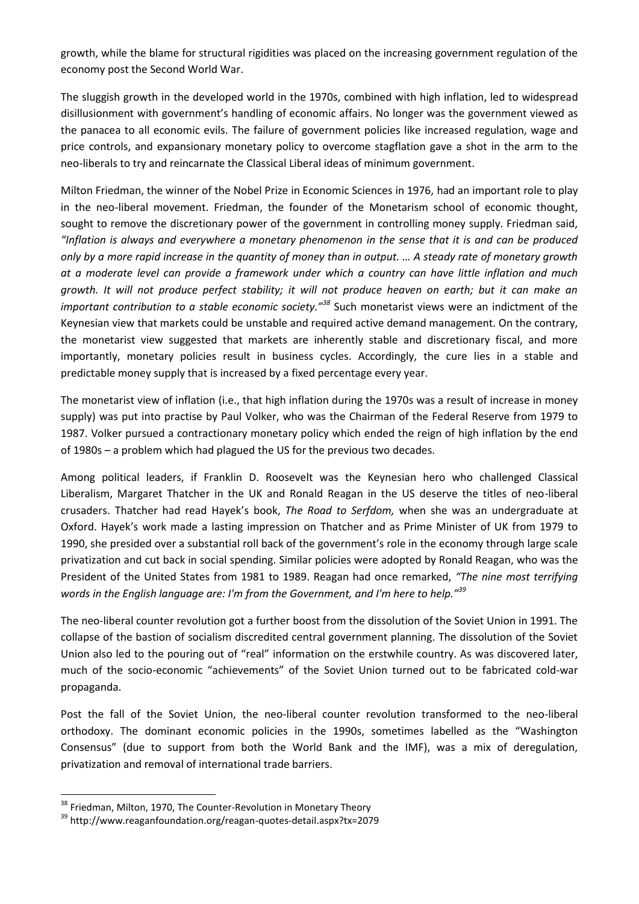growth, while the blame for structural rigidities was placed on the increasing government regulation of the economy post the Second World War.

The sluggish growth in the developed world in the 1970s, combined with high inflation, led to widespread disillusionment with government's handling of economic affairs. No longer was the government viewed as the panacea to all economic evils. The failure of government policies like increased regulation, wage and price controls, and expansionary monetary policy to overcome stagflation gave a shot in the arm to the neo-liberals to try and reincarnate the Classical Liberal ideas of minimum government.

Milton Friedman, the winner of the Nobel Prize in Economic Sciences in 1976, had an important role to play in the neo-liberal movement. Friedman, the founder of the Monetarism school of economic thought, sought to remove the discretionary power of the government in controlling money supply. Friedman said, *"Inflation is always and everywhere a monetary phenomenon in the sense that it is and can be produced only by a more rapid increase in the quantity of money than in output. … A steady rate of monetary growth at a moderate level can provide a framework under which a country can have little inflation and much growth. It will not produce perfect stability; it will not produce heaven on earth; but it can make an important contribution to a stable economic society."*[38] Such monetarist views were an indictment of the Keynesian view that markets could be unstable and required active demand management. On the contrary, the monetarist view suggested that markets are inherently stable and discretionary fiscal, and more importantly, monetary policies result in business cycles. Accordingly, the cure lies in a stable and predictable money supply that is increased by a fixed percentage every year.

The monetarist view of inflation (i.e., that high inflation during the 1970s was a result of increase in money supply) was put into practise by Paul Volker, who was the Chairman of the Federal Reserve from 1979 to 1987. Volker pursued a contractionary monetary policy which ended the reign of high inflation by the end of 1980s – a problem which had plagued the US for the previous two decades.

Among political leaders, if Franklin D. Roosevelt was the Keynesian hero who challenged Classical Liberalism, Margaret Thatcher in the UK and Ronald Reagan in the US deserve the titles of neo-liberal crusaders. Thatcher had read Hayek's book, *The Road to Serfdom,* when she was an undergraduate at Oxford. Hayek's work made a lasting impression on Thatcher and as Prime Minister of UK from 1979 to 1990, she presided over a substantial roll back of the government's role in the economy through large scale privatization and cut back in social spending. Similar policies were adopted by Ronald Reagan, who was the President of the United States from 1981 to 1989. Reagan had once remarked, *"The nine most terrifying words in the English language are: I'm from the Government, and I'm here to help."*[39]

The neo-liberal counter revolution got a further boost from the dissolution of the Soviet Union in 1991. The collapse of the bastion of socialism discredited central government planning. The dissolution of the Soviet Union also led to the pouring out of "real" information on the erstwhile country. As was discovered later, much of the socio-economic "achievements" of the Soviet Union turned out to be fabricated cold-war propaganda.

Post the fall of the Soviet Union, the neo-liberal counter revolution transformed to the neo-liberal orthodoxy. The dominant economic policies in the 1990s, sometimes labelled as the "Washington Consensus" (due to support from both the World Bank and the IMF), was a mix of deregulation, privatization and removal of international trade barriers.

---

[38] Friedman, Milton, 1970, The Counter-Revolution in Monetary Theory

[39] http://www.reaganfoundation.org/reagan-quotes-detail.aspx?tx=2079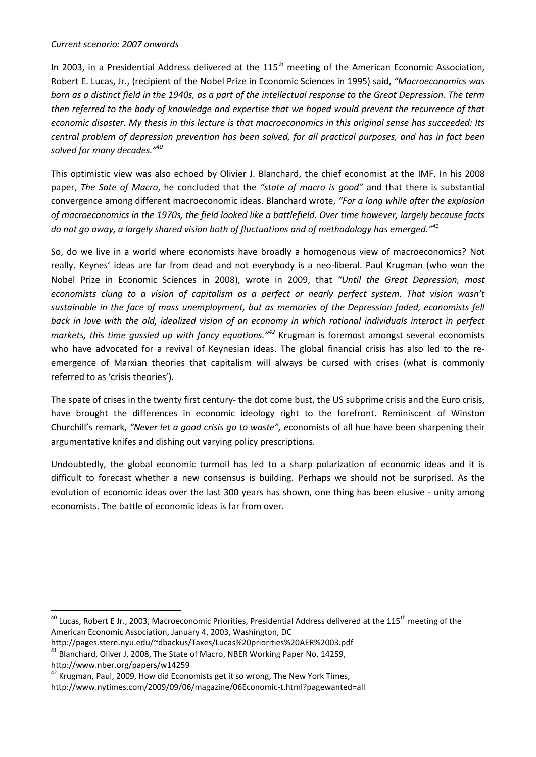*Current scenario: 2007 onwards*

In 2003, in a Presidential Address delivered at the 115th meeting of the American Economic Association, Robert E. Lucas, Jr., (recipient of the Nobel Prize in Economic Sciences in 1995) said, *"Macroeconomics was born as a distinct field in the 1940s, as a part of the intellectual response to the Great Depression. The term then referred to the body of knowledge and expertise that we hoped would prevent the recurrence of that economic disaster. My thesis in this lecture is that macroeconomics in this original sense has succeeded: Its central problem of depression prevention has been solved, for all practical purposes, and has in fact been solved for many decades."*[40]

This optimistic view was also echoed by Olivier J. Blanchard, the chief economist at the IMF. In his 2008 paper, *The Sate of Macro*, he concluded that the *"state of macro is good"* and that there is substantial convergence among different macroeconomic ideas. Blanchard wrote, *"For a long while after the explosion of macroeconomics in the 1970s, the field looked like a battlefield. Over time however, largely because facts do not go away, a largely shared vision both of fluctuations and of methodology has emerged."*[41]

So, do we live in a world where economists have broadly a homogenous view of macroeconomics? Not really. Keynes' ideas are far from dead and not everybody is a neo-liberal. Paul Krugman (who won the Nobel Prize in Economic Sciences in 2008), wrote in 2009, that *"Until the Great Depression, most economists clung to a vision of capitalism as a perfect or nearly perfect system. That vision wasn't sustainable in the face of mass unemployment, but as memories of the Depression faded, economists fell back in love with the old, idealized vision of an economy in which rational individuals interact in perfect markets, this time gussied up with fancy equations."*[42] Krugman is foremost amongst several economists who have advocated for a revival of Keynesian ideas. The global financial crisis has also led to the re-emergence of Marxian theories that capitalism will always be cursed with crises (what is commonly referred to as 'crisis theories').

The spate of crises in the twenty first century- the dot come bust, the US subprime crisis and the Euro crisis, have brought the differences in economic ideology right to the forefront. Reminiscent of Winston Churchill's remark, *"Never let a good crisis go to waste", e*conomists of all hue have been sharpening their argumentative knifes and dishing out varying policy prescriptions.

Undoubtedly, the global economic turmoil has led to a sharp polarization of economic ideas and it is difficult to forecast whether a new consensus is building. Perhaps we should not be surprised. As the evolution of economic ideas over the last 300 years has shown, one thing has been elusive - unity among economists. The battle of economic ideas is far from over.

---

[40] Lucas, Robert E Jr., 2003, Macroeconomic Priorities, Presidential Address delivered at the 115th meeting of the American Economic Association, January 4, 2003, Washington, DC
http://pages.stern.nyu.edu/~dbackus/Taxes/Lucas%20priorities%20AER%2003.pdf

[41] Blanchard, Oliver J, 2008, The State of Macro, NBER Working Paper No. 14259,
http://www.nber.org/papers/w14259

[42] Krugman, Paul, 2009, How did Economists get it so wrong, The New York Times,
http://www.nytimes.com/2009/09/06/magazine/06Economic-t.html?pagewanted=all